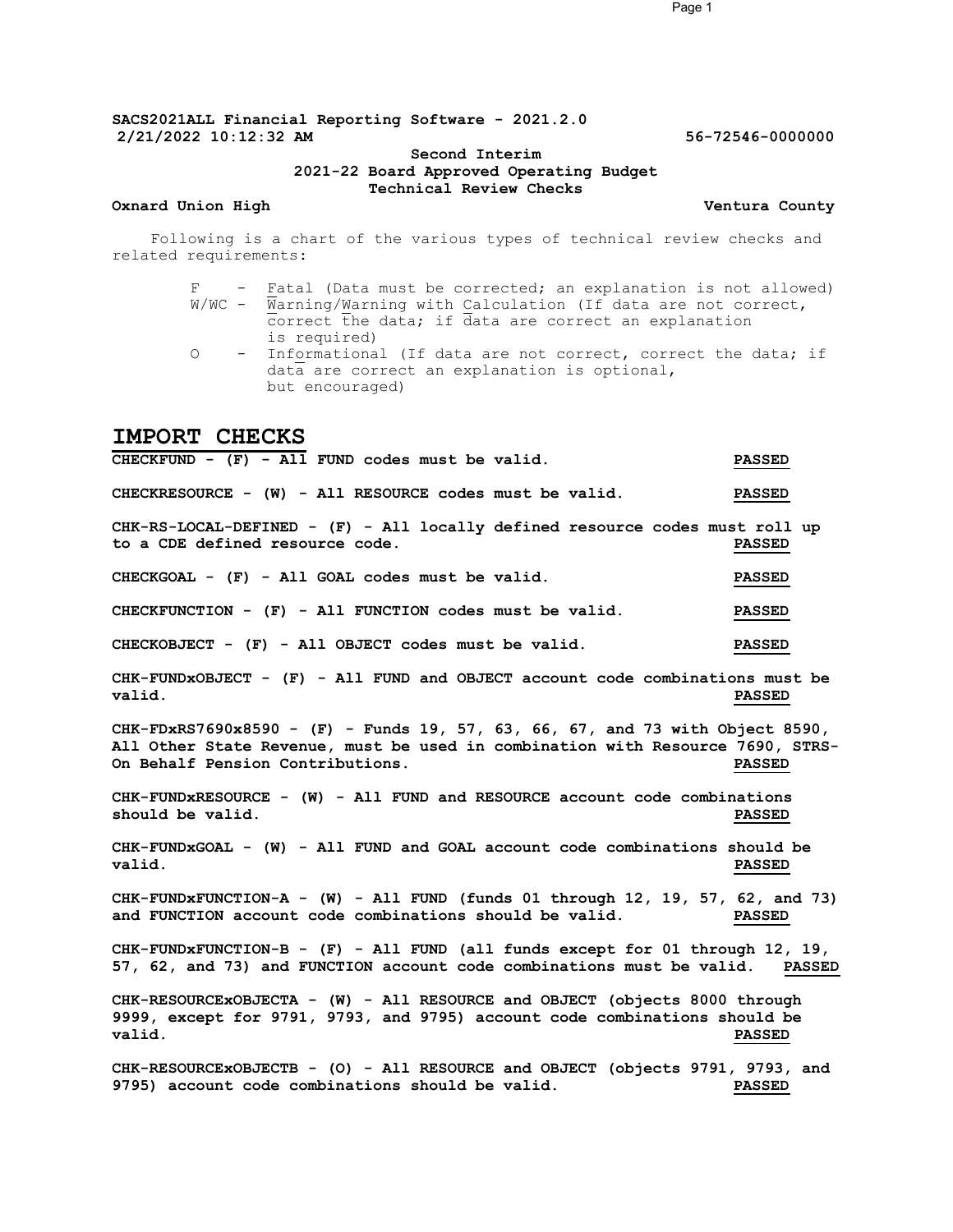**SACS2021ALL Financial Reporting Software - 2021.2.0**
**2/21/2022 10:12:32 AM** **56-72546-0000000**

**Second Interim**
**2021-22 Board Approved Operating Budget**
**Technical Review Checks**

**Oxnard Union High** **Ventura County**

Following is a chart of the various types of technical review checks and related requirements:

- F - Fatal (Data must be corrected; an explanation is not allowed)
- W/WC - Warning/Warning with Calculation (If data are not correct, correct the data; if data are correct an explanation is required)
- O - Informational (If data are not correct, correct the data; if data are correct an explanation is optional, but encouraged)

# IMPORT CHECKS

**CHECKFUND - (F) - All FUND codes must be valid.** **PASSED**

**CHECKRESOURCE - (W) - All RESOURCE codes must be valid.** **PASSED**

**CHK-RS-LOCAL-DEFINED - (F) - All locally defined resource codes must roll up to a CDE defined resource code.** **PASSED**

**CHECKGOAL - (F) - All GOAL codes must be valid.** **PASSED**

**CHECKFUNCTION - (F) - All FUNCTION codes must be valid.** **PASSED**

**CHECKOBJECT - (F) - All OBJECT codes must be valid.** **PASSED**

**CHK-FUNDxOBJECT - (F) - All FUND and OBJECT account code combinations must be valid.** **PASSED**

**CHK-FDxRS7690x8590 - (F) - Funds 19, 57, 63, 66, 67, and 73 with Object 8590, All Other State Revenue, must be used in combination with Resource 7690, STRS-On Behalf Pension Contributions.** **PASSED**

**CHK-FUNDxRESOURCE - (W) - All FUND and RESOURCE account code combinations should be valid.** **PASSED**

**CHK-FUNDxGOAL - (W) - All FUND and GOAL account code combinations should be valid.** **PASSED**

**CHK-FUNDxFUNCTION-A - (W) - All FUND (funds 01 through 12, 19, 57, 62, and 73) and FUNCTION account code combinations should be valid.** **PASSED**

**CHK-FUNDxFUNCTION-B - (F) - All FUND (all funds except for 01 through 12, 19, 57, 62, and 73) and FUNCTION account code combinations must be valid.** **PASSED**

**CHK-RESOURCExOBJECTA - (W) - All RESOURCE and OBJECT (objects 8000 through 9999, except for 9791, 9793, and 9795) account code combinations should be valid.** **PASSED**

**CHK-RESOURCExOBJECTB - (O) - All RESOURCE and OBJECT (objects 9791, 9793, and 9795) account code combinations should be valid.** **PASSED**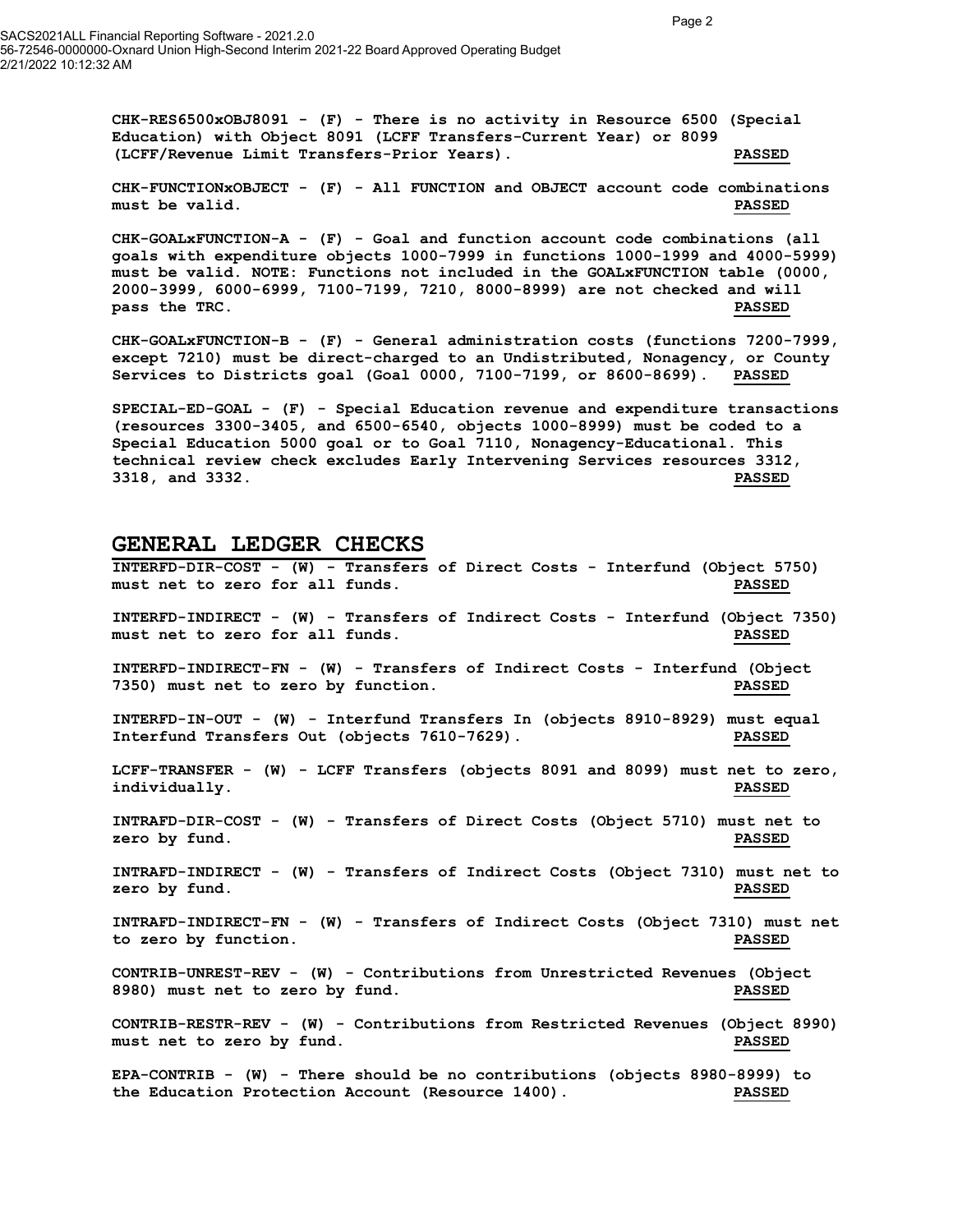**CHK-RES6500xOBJ8091 - (F) - There is no activity in Resource 6500 (Special Education) with Object 8091 (LCFF Transfers-Current Year) or 8099 (LCFF/Revenue Limit Transfers-Prior Years).** **PASSED**

**CHK-FUNCTIONxOBJECT - (F) - All FUNCTION and OBJECT account code combinations must be valid.** **PASSED**

**CHK-GOALxFUNCTION-A - (F) - Goal and function account code combinations (all goals with expenditure objects 1000-7999 in functions 1000-1999 and 4000-5999) must be valid. NOTE: Functions not included in the GOALxFUNCTION table (0000, 2000-3999, 6000-6999, 7100-7199, 7210, 8000-8999) are not checked and will pass the TRC.** **PASSED**

**CHK-GOALxFUNCTION-B - (F) - General administration costs (functions 7200-7999, except 7210) must be direct-charged to an Undistributed, Nonagency, or County Services to Districts goal (Goal 0000, 7100-7199, or 8600-8699).** **PASSED**

**SPECIAL-ED-GOAL - (F) - Special Education revenue and expenditure transactions (resources 3300-3405, and 6500-6540, objects 1000-8999) must be coded to a Special Education 5000 goal or to Goal 7110, Nonagency-Educational. This technical review check excludes Early Intervening Services resources 3312, 3318, and 3332.** **PASSED**

## GENERAL LEDGER CHECKS

**INTERFD-DIR-COST - (W) - Transfers of Direct Costs - Interfund (Object 5750) must net to zero for all funds.** **PASSED**

**INTERFD-INDIRECT - (W) - Transfers of Indirect Costs - Interfund (Object 7350) must net to zero for all funds.** **PASSED**

**INTERFD-INDIRECT-FN - (W) - Transfers of Indirect Costs - Interfund (Object 7350) must net to zero by function.** **PASSED**

**INTERFD-IN-OUT - (W) - Interfund Transfers In (objects 8910-8929) must equal Interfund Transfers Out (objects 7610-7629).** **PASSED**

**LCFF-TRANSFER - (W) - LCFF Transfers (objects 8091 and 8099) must net to zero, individually.** **PASSED**

**INTRAFD-DIR-COST - (W) - Transfers of Direct Costs (Object 5710) must net to zero by fund.** **PASSED**

**INTRAFD-INDIRECT - (W) - Transfers of Indirect Costs (Object 7310) must net to zero by fund.** **PASSED**

**INTRAFD-INDIRECT-FN - (W) - Transfers of Indirect Costs (Object 7310) must net to zero by function.** **PASSED**

**CONTRIB-UNREST-REV - (W) - Contributions from Unrestricted Revenues (Object 8980) must net to zero by fund.** **PASSED**

**CONTRIB-RESTR-REV - (W) - Contributions from Restricted Revenues (Object 8990) must net to zero by fund.** **PASSED**

**EPA-CONTRIB - (W) - There should be no contributions (objects 8980-8999) to the Education Protection Account (Resource 1400).** **PASSED**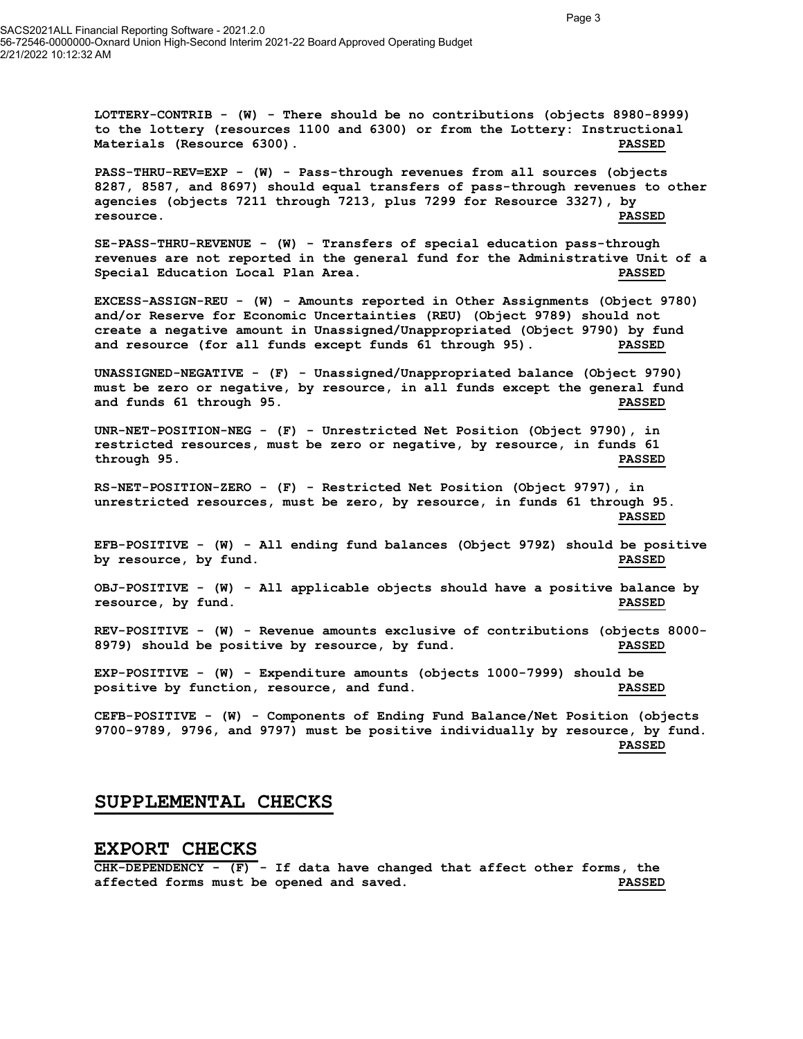**LOTTERY-CONTRIB - (W) - There should be no contributions (objects 8980-8999) to the lottery (resources 1100 and 6300) or from the Lottery: Instructional Materials (Resource 6300).** **PASSED**

**PASS-THRU-REV=EXP - (W) - Pass-through revenues from all sources (objects 8287, 8587, and 8697) should equal transfers of pass-through revenues to other agencies (objects 7211 through 7213, plus 7299 for Resource 3327), by resource.** **PASSED**

**SE-PASS-THRU-REVENUE - (W) - Transfers of special education pass-through revenues are not reported in the general fund for the Administrative Unit of a Special Education Local Plan Area.** **PASSED**

**EXCESS-ASSIGN-REU - (W) - Amounts reported in Other Assignments (Object 9780) and/or Reserve for Economic Uncertainties (REU) (Object 9789) should not create a negative amount in Unassigned/Unappropriated (Object 9790) by fund and resource (for all funds except funds 61 through 95).** **PASSED**

**UNASSIGNED-NEGATIVE - (F) - Unassigned/Unappropriated balance (Object 9790) must be zero or negative, by resource, in all funds except the general fund and funds 61 through 95.** **PASSED**

**UNR-NET-POSITION-NEG - (F) - Unrestricted Net Position (Object 9790), in restricted resources, must be zero or negative, by resource, in funds 61 through 95.** **PASSED**

**RS-NET-POSITION-ZERO - (F) - Restricted Net Position (Object 9797), in unrestricted resources, must be zero, by resource, in funds 61 through 95.** **PASSED**

**EFB-POSITIVE - (W) - All ending fund balances (Object 979Z) should be positive by resource, by fund.** **PASSED**

**OBJ-POSITIVE - (W) - All applicable objects should have a positive balance by resource, by fund.** **PASSED**

**REV-POSITIVE - (W) - Revenue amounts exclusive of contributions (objects 8000-8979) should be positive by resource, by fund.** **PASSED**

**EXP-POSITIVE - (W) - Expenditure amounts (objects 1000-7999) should be positive by function, resource, and fund.** **PASSED**

**CEFB-POSITIVE - (W) - Components of Ending Fund Balance/Net Position (objects 9700-9789, 9796, and 9797) must be positive individually by resource, by fund.** **PASSED**

## SUPPLEMENTAL CHECKS

## EXPORT CHECKS

**CHK-DEPENDENCY - (F) - If data have changed that affect other forms, the affected forms must be opened and saved.** **PASSED**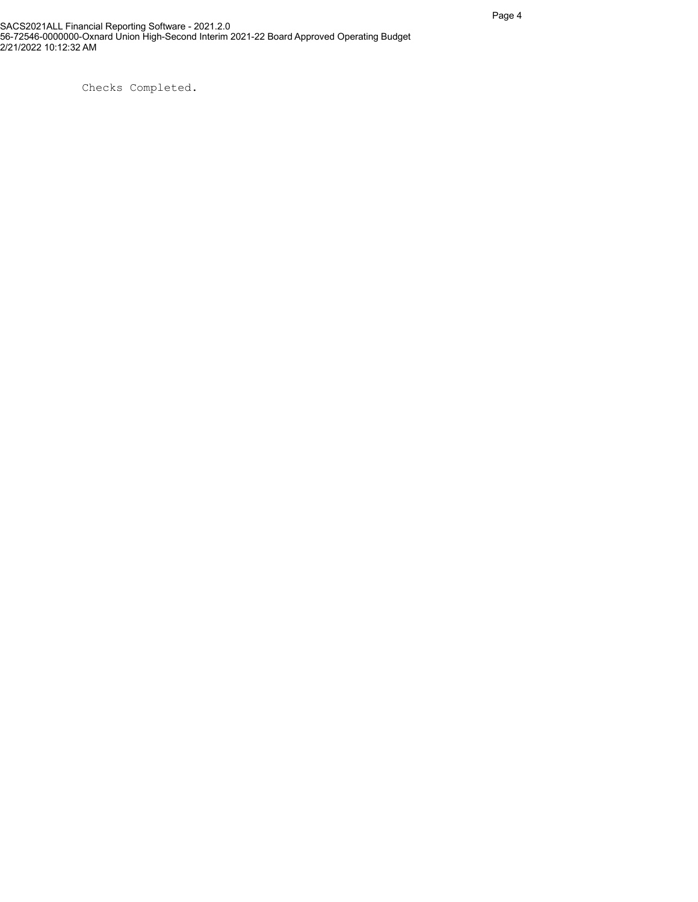Checks Completed.